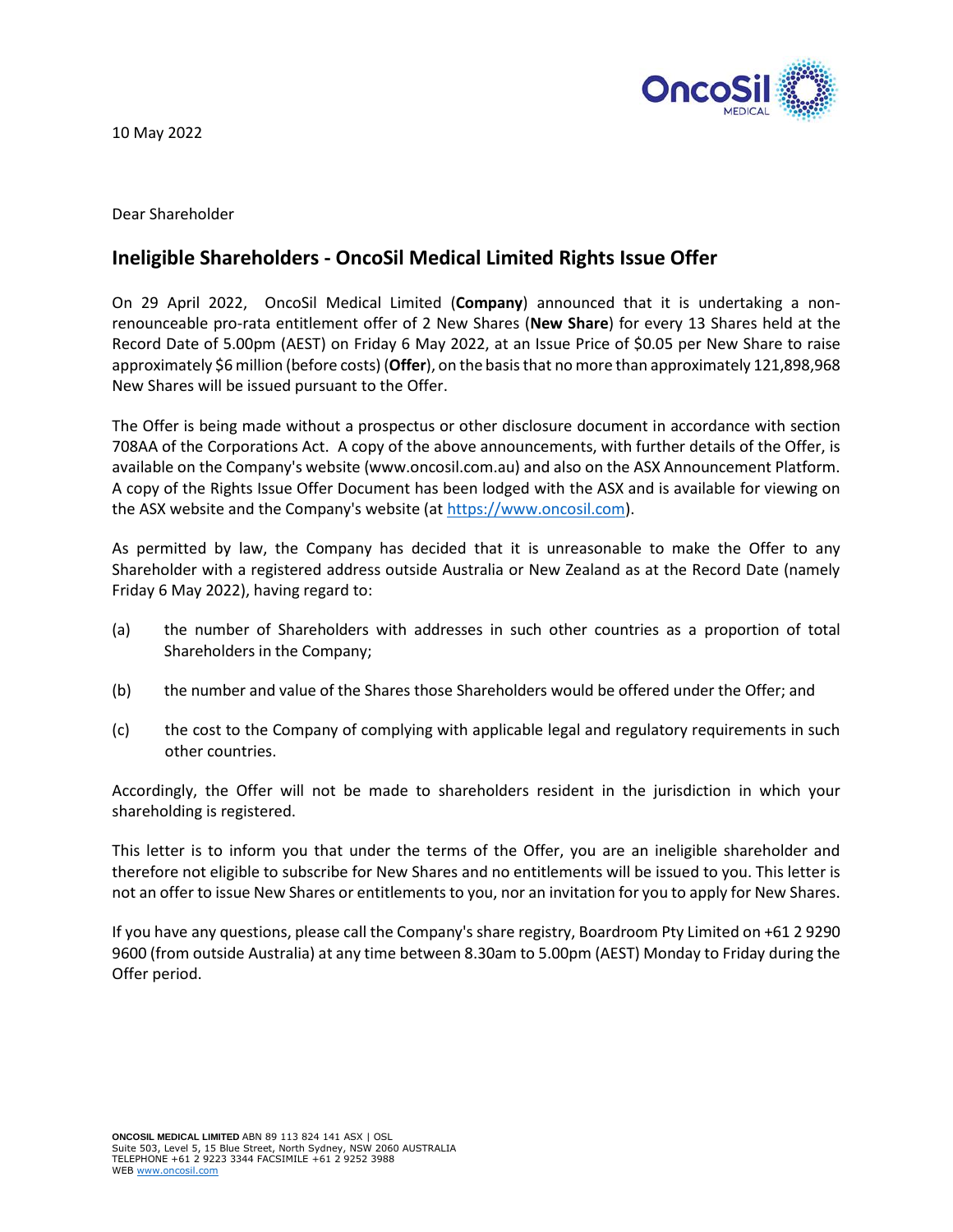10 May 2022

Dear Shareholder

## Ineligible Shareholders - OncoSil Medical Limited Rights Issue Offer

On 29 April 2022, OncoSil Medical Limited (**Company**) announced that it is undertaking a non-renounceable pro-rata entitlement offer of 2 New Shares (**New Share**) for every 13 Shares held at the Record Date of 5.00pm (AEST) on Friday 6 May 2022, at an Issue Price of $0.05 per New Share to raise approximately $6 million (before costs) (**Offer**), on the basis that no more than approximately 121,898,968 New Shares will be issued pursuant to the Offer.

The Offer is being made without a prospectus or other disclosure document in accordance with section 708AA of the Corporations Act. A copy of the above announcements, with further details of the Offer, is available on the Company's website (www.oncosil.com.au) and also on the ASX Announcement Platform. A copy of the Rights Issue Offer Document has been lodged with the ASX and is available for viewing on the ASX website and the Company's website (at [https://www.oncosil.com](https://www.oncosil.com)).

As permitted by law, the Company has decided that it is unreasonable to make the Offer to any Shareholder with a registered address outside Australia or New Zealand as at the Record Date (namely Friday 6 May 2022), having regard to:

(a) the number of Shareholders with addresses in such other countries as a proportion of total Shareholders in the Company;

(b) the number and value of the Shares those Shareholders would be offered under the Offer; and

(c) the cost to the Company of complying with applicable legal and regulatory requirements in such other countries.

Accordingly, the Offer will not be made to shareholders resident in the jurisdiction in which your shareholding is registered.

This letter is to inform you that under the terms of the Offer, you are an ineligible shareholder and therefore not eligible to subscribe for New Shares and no entitlements will be issued to you. This letter is not an offer to issue New Shares or entitlements to you, nor an invitation for you to apply for New Shares.

If you have any questions, please call the Company's share registry, Boardroom Pty Limited on +61 2 9290 9600 (from outside Australia) at any time between 8.30am to 5.00pm (AEST) Monday to Friday during the Offer period.

**ONCOSIL MEDICAL LIMITED** ABN 89 113 824 141 ASX | OSL
Suite 503, Level 5, 15 Blue Street, North Sydney, NSW 2060 AUSTRALIA
TELEPHONE +61 2 9223 3344 FACSIMILE +61 2 9252 3988
WEB [www.oncosil.com](www.oncosil.com)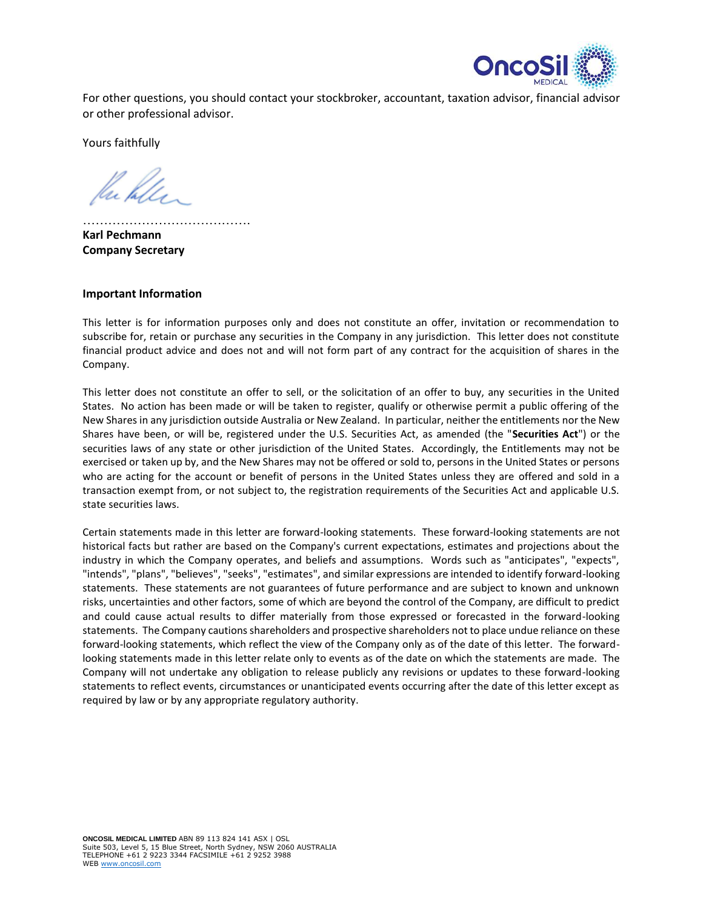For other questions, you should contact your stockbroker, accountant, taxation advisor, financial advisor or other professional advisor.

Yours faithfully

……………………………………

**Karl Pechmann**
**Company Secretary**

**Important Information**

This letter is for information purposes only and does not constitute an offer, invitation or recommendation to subscribe for, retain or purchase any securities in the Company in any jurisdiction. This letter does not constitute financial product advice and does not and will not form part of any contract for the acquisition of shares in the Company.

This letter does not constitute an offer to sell, or the solicitation of an offer to buy, any securities in the United States. No action has been made or will be taken to register, qualify or otherwise permit a public offering of the New Shares in any jurisdiction outside Australia or New Zealand. In particular, neither the entitlements nor the New Shares have been, or will be, registered under the U.S. Securities Act, as amended (the "**Securities Act**") or the securities laws of any state or other jurisdiction of the United States. Accordingly, the Entitlements may not be exercised or taken up by, and the New Shares may not be offered or sold to, persons in the United States or persons who are acting for the account or benefit of persons in the United States unless they are offered and sold in a transaction exempt from, or not subject to, the registration requirements of the Securities Act and applicable U.S. state securities laws.

Certain statements made in this letter are forward-looking statements. These forward-looking statements are not historical facts but rather are based on the Company's current expectations, estimates and projections about the industry in which the Company operates, and beliefs and assumptions. Words such as "anticipates", "expects", "intends", "plans", "believes", "seeks", "estimates", and similar expressions are intended to identify forward-looking statements. These statements are not guarantees of future performance and are subject to known and unknown risks, uncertainties and other factors, some of which are beyond the control of the Company, are difficult to predict and could cause actual results to differ materially from those expressed or forecasted in the forward-looking statements. The Company cautions shareholders and prospective shareholders not to place undue reliance on these forward-looking statements, which reflect the view of the Company only as of the date of this letter. The forward-looking statements made in this letter relate only to events as of the date on which the statements are made. The Company will not undertake any obligation to release publicly any revisions or updates to these forward-looking statements to reflect events, circumstances or unanticipated events occurring after the date of this letter except as required by law or by any appropriate regulatory authority.